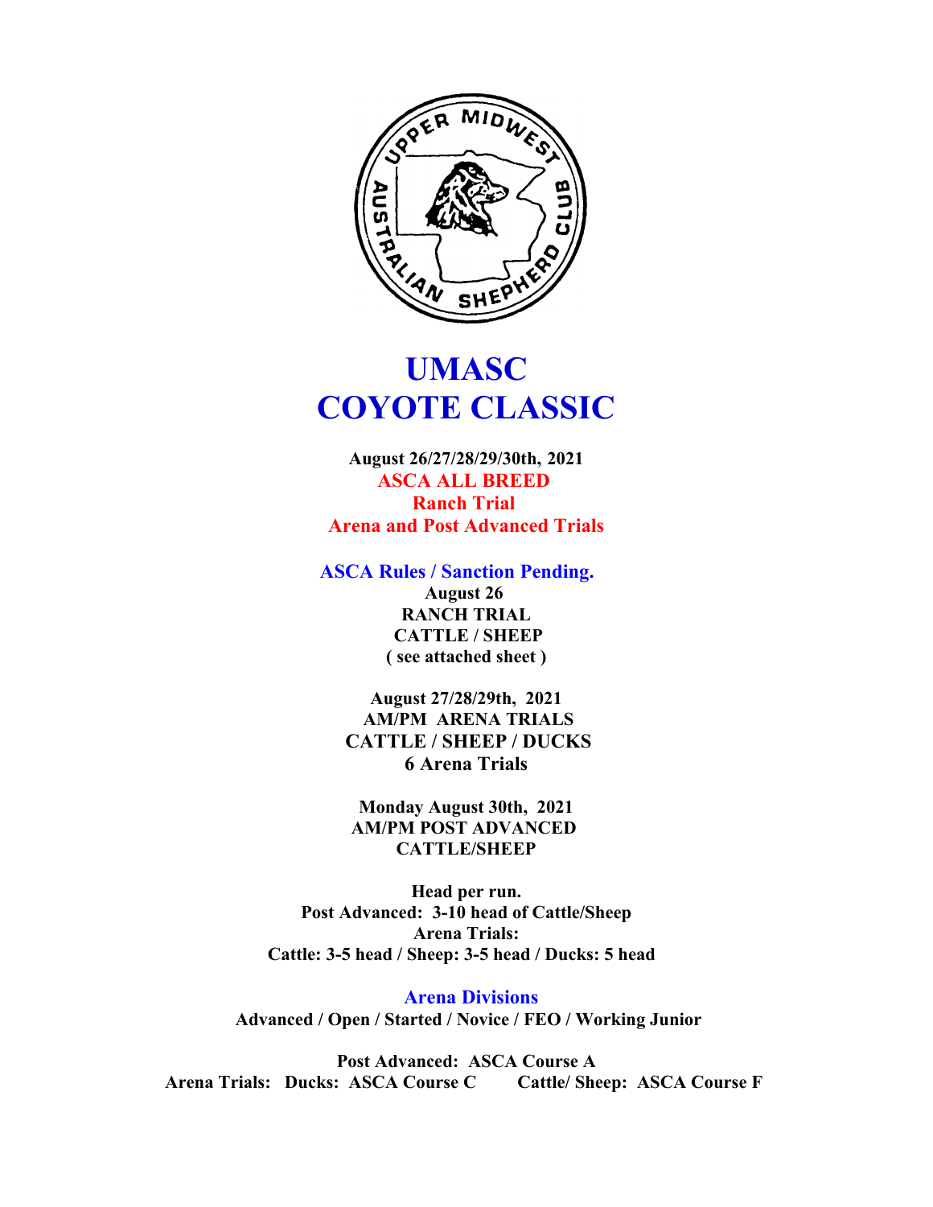# UMASC
# COYOTE CLASSIC

**August 26/27/28/29/30th, 2021**

**ASCA ALL BREED**

**Ranch Trial**

**Arena and Post Advanced Trials**

**ASCA Rules / Sanction Pending.**

**August 26**

**RANCH TRIAL**

**CATTLE / SHEEP**

**( see attached sheet )**

**August 27/28/29th, 2021**

**AM/PM ARENA TRIALS**

**CATTLE / SHEEP / DUCKS**

**6 Arena Trials**

**Monday August 30th, 2021**

**AM/PM POST ADVANCED**

**CATTLE/SHEEP**

**Head per run.**

**Post Advanced: 3-10 head of Cattle/Sheep**

**Arena Trials:**

**Cattle: 3-5 head / Sheep: 3-5 head / Ducks: 5 head**

**Arena Divisions**

**Advanced / Open / Started / Novice / FEO / Working Junior**

**Post Advanced: ASCA Course A**

**Arena Trials: Ducks: ASCA Course C Cattle/ Sheep: ASCA Course F**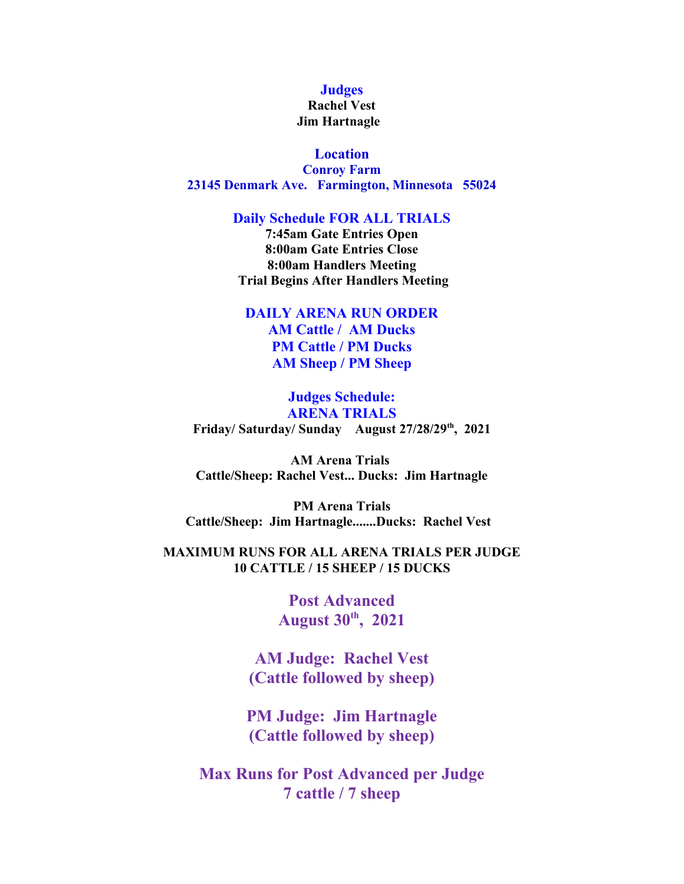## Judges

**Rachel Vest**
**Jim Hartnagle**

## Location

**Conroy Farm**
**23145 Denmark Ave. Farmington, Minnesota 55024**

## Daily Schedule FOR ALL TRIALS

**7:45am Gate Entries Open**
**8:00am Gate Entries Close**
**8:00am Handlers Meeting**
**Trial Begins After Handlers Meeting**

## DAILY ARENA RUN ORDER

**AM Cattle / AM Ducks**
**PM Cattle / PM Ducks**
**AM Sheep / PM Sheep**

## Judges Schedule:
## ARENA TRIALS

**Friday/ Saturday/ Sunday August 27/28/29th, 2021**

**AM Arena Trials**
**Cattle/Sheep: Rachel Vest... Ducks: Jim Hartnagle**

**PM Arena Trials**
**Cattle/Sheep: Jim Hartnagle.......Ducks: Rachel Vest**

**MAXIMUM RUNS FOR ALL ARENA TRIALS PER JUDGE**
**10 CATTLE / 15 SHEEP / 15 DUCKS**

## Post Advanced
## August 30th, 2021

**AM Judge: Rachel Vest**
**(Cattle followed by sheep)**

**PM Judge: Jim Hartnagle**
**(Cattle followed by sheep)**

**Max Runs for Post Advanced per Judge**
**7 cattle / 7 sheep**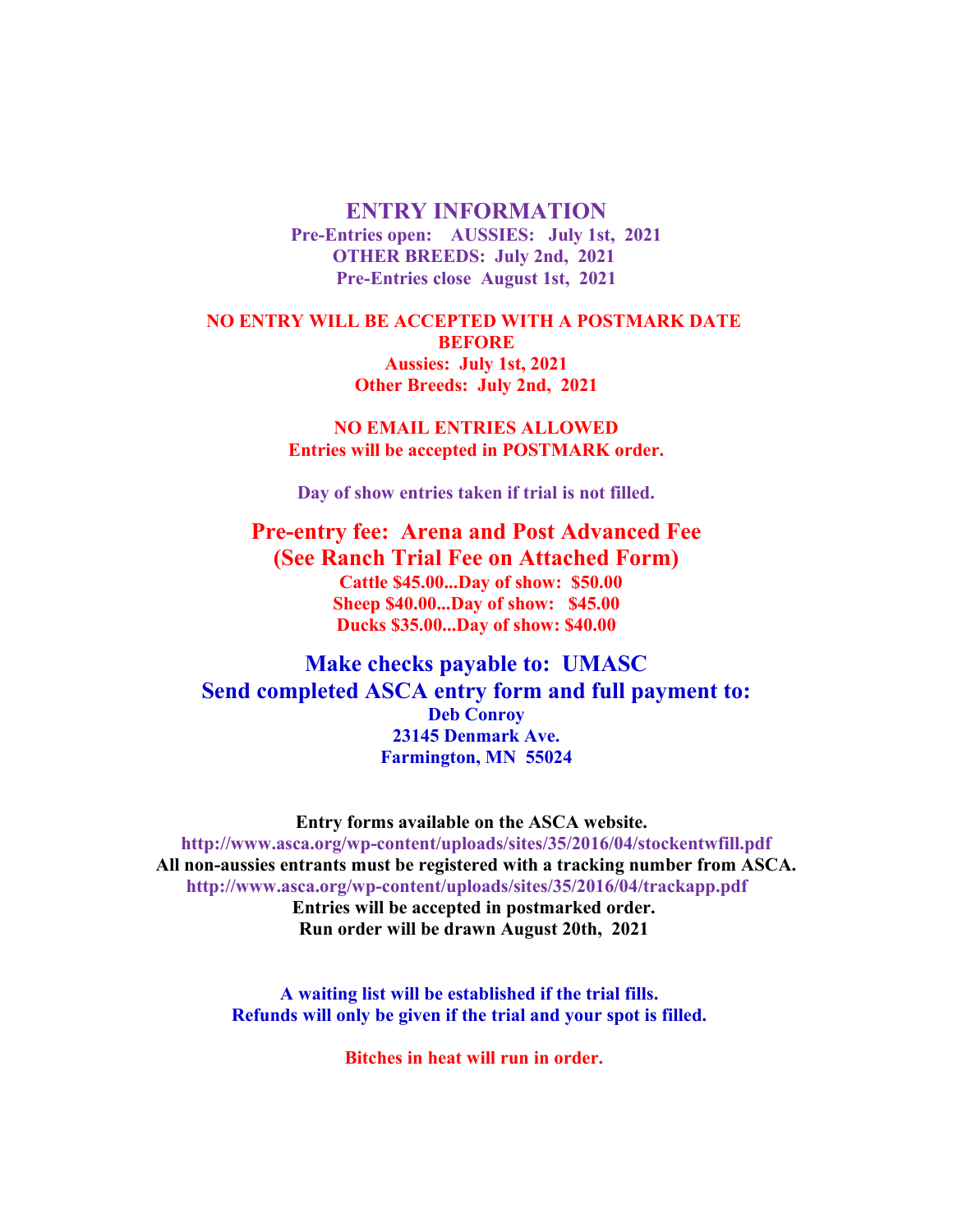# ENTRY INFORMATION

**Pre-Entries open: AUSSIES: July 1st, 2021**
**OTHER BREEDS: July 2nd, 2021**
**Pre-Entries close August 1st, 2021**

**NO ENTRY WILL BE ACCEPTED WITH A POSTMARK DATE BEFORE**
**Aussies: July 1st, 2021**
**Other Breeds: July 2nd, 2021**

**NO EMAIL ENTRIES ALLOWED**
**Entries will be accepted in POSTMARK order.**

**Day of show entries taken if trial is not filled.**

## Pre-entry fee: Arena and Post Advanced Fee
## (See Ranch Trial Fee on Attached Form)

**Cattle $45.00...Day of show: $50.00**
**Sheep $40.00...Day of show: $45.00**
**Ducks $35.00...Day of show: $40.00**

## Make checks payable to: UMASC
## Send completed ASCA entry form and full payment to:

**Deb Conroy**
**23145 Denmark Ave.**
**Farmington, MN 55024**

**Entry forms available on the ASCA website.**
**http://www.asca.org/wp-content/uploads/sites/35/2016/04/stockentwfill.pdf**
**All non-aussies entrants must be registered with a tracking number from ASCA.**
**http://www.asca.org/wp-content/uploads/sites/35/2016/04/trackapp.pdf**
**Entries will be accepted in postmarked order.**
**Run order will be drawn August 20th, 2021**

**A waiting list will be established if the trial fills.**
**Refunds will only be given if the trial and your spot is filled.**

**Bitches in heat will run in order.**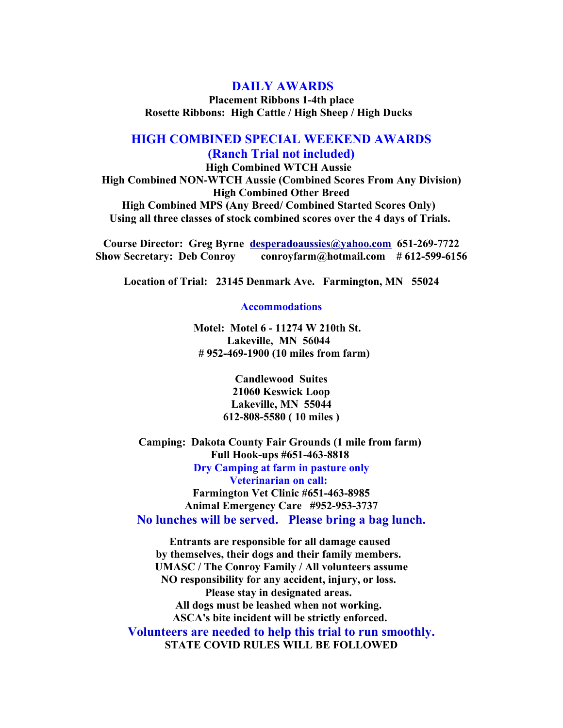## DAILY AWARDS

**Placement Ribbons 1-4th place**
**Rosette Ribbons: High Cattle / High Sheep / High Ducks**

## HIGH COMBINED SPECIAL WEEKEND AWARDS
## (Ranch Trial not included)

**High Combined WTCH Aussie**
**High Combined NON-WTCH Aussie (Combined Scores From Any Division)**
**High Combined Other Breed**
**High Combined MPS (Any Breed/ Combined Started Scores Only)**
**Using all three classes of stock combined scores over the 4 days of Trials.**

**Course Director: Greg Byrne desperadoaussies@yahoo.com 651-269-7722**
**Show Secretary: Deb Conroy conroyfarm@hotmail.com # 612-599-6156**

**Location of Trial: 23145 Denmark Ave. Farmington, MN 55024**

### Accommodations

**Motel: Motel 6 - 11274 W 210th St.**
**Lakeville, MN 56044**
**# 952-469-1900 (10 miles from farm)**

**Candlewood Suites**
**21060 Keswick Loop**
**Lakeville, MN 55044**
**612-808-5580 ( 10 miles )**

**Camping: Dakota County Fair Grounds (1 mile from farm)**
**Full Hook-ups #651-463-8818**
**Dry Camping at farm in pasture only**
**Veterinarian on call:**
**Farmington Vet Clinic #651-463-8985**
**Animal Emergency Care #952-953-3737**

**No lunches will be served. Please bring a bag lunch.**

**Entrants are responsible for all damage caused by themselves, their dogs and their family members. UMASC / The Conroy Family / All volunteers assume NO responsibility for any accident, injury, or loss.**
**Please stay in designated areas.**
**All dogs must be leashed when not working.**
**ASCA's bite incident will be strictly enforced.**

**Volunteers are needed to help this trial to run smoothly.**
**STATE COVID RULES WILL BE FOLLOWED**